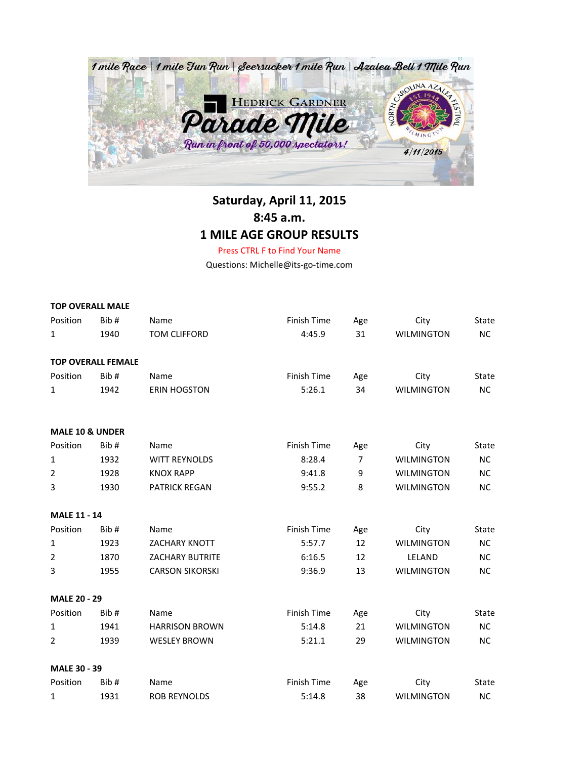1 mile Race | 1 mile Fun Run | Seersucker 1 mile Run | Azalea Bell 1 Mile Run

HEDRICK GARDNER

# Parade Mile

Run in front of 50,000 spectators!

NORTH CAROLINA AZALEA FESTIVAL EST. 1948 WILMINGTON

4/11/2015

## Saturday, April 11, 2015
## 8:45 a.m.
## 1 MILE AGE GROUP RESULTS

Press CTRL F to Find Your Name

Questions: Michelle@its-go-time.com

**TOP OVERALL MALE**

| Position | Bib # | Name | Finish Time | Age | City | State |
|---|---|---|---|---|---|---|
| 1 | 1940 | TOM CLIFFORD | 4:45.9 | 31 | WILMINGTON | NC |

**TOP OVERALL FEMALE**

| Position | Bib # | Name | Finish Time | Age | City | State |
|---|---|---|---|---|---|---|
| 1 | 1942 | ERIN HOGSTON | 5:26.1 | 34 | WILMINGTON | NC |

**MALE 10 & UNDER**

| Position | Bib # | Name | Finish Time | Age | City | State |
|---|---|---|---|---|---|---|
| 1 | 1932 | WITT REYNOLDS | 8:28.4 | 7 | WILMINGTON | NC |
| 2 | 1928 | KNOX RAPP | 9:41.8 | 9 | WILMINGTON | NC |
| 3 | 1930 | PATRICK REGAN | 9:55.2 | 8 | WILMINGTON | NC |

**MALE 11 - 14**

| Position | Bib # | Name | Finish Time | Age | City | State |
|---|---|---|---|---|---|---|
| 1 | 1923 | ZACHARY KNOTT | 5:57.7 | 12 | WILMINGTON | NC |
| 2 | 1870 | ZACHARY BUTRITE | 6:16.5 | 12 | LELAND | NC |
| 3 | 1955 | CARSON SIKORSKI | 9:36.9 | 13 | WILMINGTON | NC |

**MALE 20 - 29**

| Position | Bib # | Name | Finish Time | Age | City | State |
|---|---|---|---|---|---|---|
| 1 | 1941 | HARRISON BROWN | 5:14.8 | 21 | WILMINGTON | NC |
| 2 | 1939 | WESLEY BROWN | 5:21.1 | 29 | WILMINGTON | NC |

**MALE 30 - 39**

| Position | Bib # | Name | Finish Time | Age | City | State |
|---|---|---|---|---|---|---|
| 1 | 1931 | ROB REYNOLDS | 5:14.8 | 38 | WILMINGTON | NC |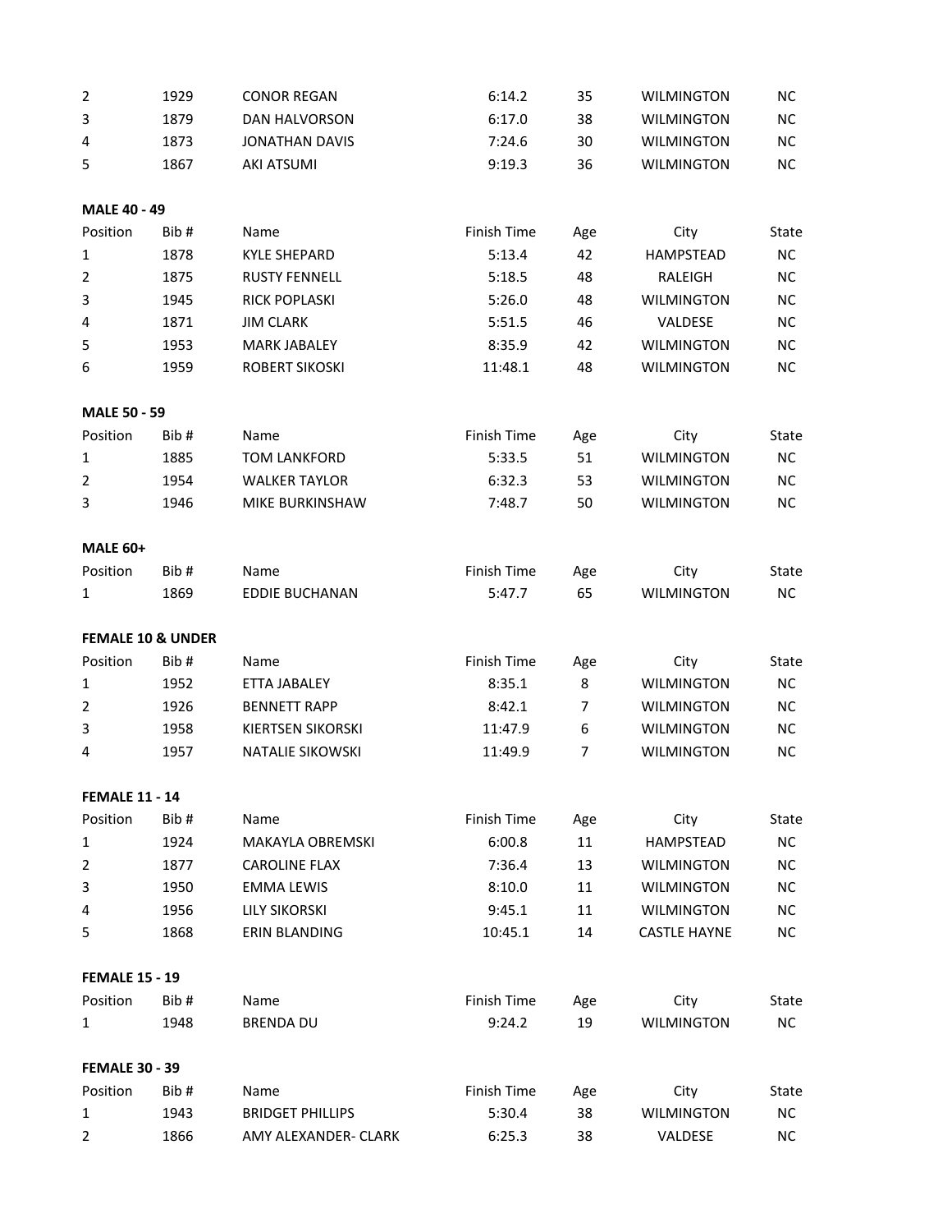| | | | | | | |
|---|---|---|---|---|---|---|
| 2 | 1929 | CONOR REGAN | 6:14.2 | 35 | WILMINGTON | NC |
| 3 | 1879 | DAN HALVORSON | 6:17.0 | 38 | WILMINGTON | NC |
| 4 | 1873 | JONATHAN DAVIS | 7:24.6 | 30 | WILMINGTON | NC |
| 5 | 1867 | AKI ATSUMI | 9:19.3 | 36 | WILMINGTON | NC |

**MALE 40 - 49**

| Position | Bib # | Name | Finish Time | Age | City | State |
|---|---|---|---|---|---|---|
| 1 | 1878 | KYLE SHEPARD | 5:13.4 | 42 | HAMPSTEAD | NC |
| 2 | 1875 | RUSTY FENNELL | 5:18.5 | 48 | RALEIGH | NC |
| 3 | 1945 | RICK POPLASKI | 5:26.0 | 48 | WILMINGTON | NC |
| 4 | 1871 | JIM CLARK | 5:51.5 | 46 | VALDESE | NC |
| 5 | 1953 | MARK JABALEY | 8:35.9 | 42 | WILMINGTON | NC |
| 6 | 1959 | ROBERT SIKOSKI | 11:48.1 | 48 | WILMINGTON | NC |

**MALE 50 - 59**

| Position | Bib # | Name | Finish Time | Age | City | State |
|---|---|---|---|---|---|---|
| 1 | 1885 | TOM LANKFORD | 5:33.5 | 51 | WILMINGTON | NC |
| 2 | 1954 | WALKER TAYLOR | 6:32.3 | 53 | WILMINGTON | NC |
| 3 | 1946 | MIKE BURKINSHAW | 7:48.7 | 50 | WILMINGTON | NC |

**MALE 60+**

| Position | Bib # | Name | Finish Time | Age | City | State |
|---|---|---|---|---|---|---|
| 1 | 1869 | EDDIE BUCHANAN | 5:47.7 | 65 | WILMINGTON | NC |

**FEMALE 10 & UNDER**

| Position | Bib # | Name | Finish Time | Age | City | State |
|---|---|---|---|---|---|---|
| 1 | 1952 | ETTA JABALEY | 8:35.1 | 8 | WILMINGTON | NC |
| 2 | 1926 | BENNETT RAPP | 8:42.1 | 7 | WILMINGTON | NC |
| 3 | 1958 | KIERTSEN SIKORSKI | 11:47.9 | 6 | WILMINGTON | NC |
| 4 | 1957 | NATALIE SIKOWSKI | 11:49.9 | 7 | WILMINGTON | NC |

**FEMALE 11 - 14**

| Position | Bib # | Name | Finish Time | Age | City | State |
|---|---|---|---|---|---|---|
| 1 | 1924 | MAKAYLA OBREMSKI | 6:00.8 | 11 | HAMPSTEAD | NC |
| 2 | 1877 | CAROLINE FLAX | 7:36.4 | 13 | WILMINGTON | NC |
| 3 | 1950 | EMMA LEWIS | 8:10.0 | 11 | WILMINGTON | NC |
| 4 | 1956 | LILY SIKORSKI | 9:45.1 | 11 | WILMINGTON | NC |
| 5 | 1868 | ERIN BLANDING | 10:45.1 | 14 | CASTLE HAYNE | NC |

**FEMALE 15 - 19**

| Position | Bib # | Name | Finish Time | Age | City | State |
|---|---|---|---|---|---|---|
| 1 | 1948 | BRENDA DU | 9:24.2 | 19 | WILMINGTON | NC |

**FEMALE 30 - 39**

| Position | Bib # | Name | Finish Time | Age | City | State |
|---|---|---|---|---|---|---|
| 1 | 1943 | BRIDGET PHILLIPS | 5:30.4 | 38 | WILMINGTON | NC |
| 2 | 1866 | AMY ALEXANDER- CLARK | 6:25.3 | 38 | VALDESE | NC |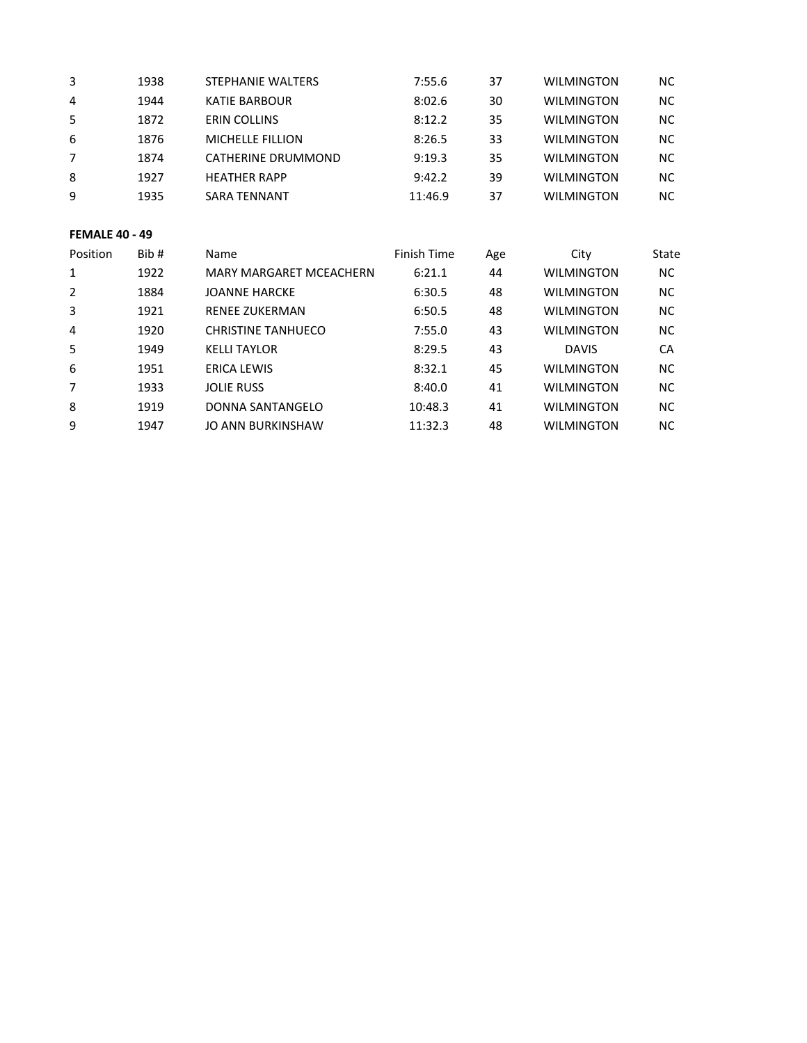| | | | | | | |
|---|---|---|---|---|---|---|
| 3 | 1938 | STEPHANIE WALTERS | 7:55.6 | 37 | WILMINGTON | NC |
| 4 | 1944 | KATIE BARBOUR | 8:02.6 | 30 | WILMINGTON | NC |
| 5 | 1872 | ERIN COLLINS | 8:12.2 | 35 | WILMINGTON | NC |
| 6 | 1876 | MICHELLE FILLION | 8:26.5 | 33 | WILMINGTON | NC |
| 7 | 1874 | CATHERINE DRUMMOND | 9:19.3 | 35 | WILMINGTON | NC |
| 8 | 1927 | HEATHER RAPP | 9:42.2 | 39 | WILMINGTON | NC |
| 9 | 1935 | SARA TENNANT | 11:46.9 | 37 | WILMINGTON | NC |

**FEMALE 40 - 49**

| Position | Bib # | Name | Finish Time | Age | City | State |
|---|---|---|---|---|---|---|
| 1 | 1922 | MARY MARGARET MCEACHERN | 6:21.1 | 44 | WILMINGTON | NC |
| 2 | 1884 | JOANNE HARCKE | 6:30.5 | 48 | WILMINGTON | NC |
| 3 | 1921 | RENEE ZUKERMAN | 6:50.5 | 48 | WILMINGTON | NC |
| 4 | 1920 | CHRISTINE TANHUECO | 7:55.0 | 43 | WILMINGTON | NC |
| 5 | 1949 | KELLI TAYLOR | 8:29.5 | 43 | DAVIS | CA |
| 6 | 1951 | ERICA LEWIS | 8:32.1 | 45 | WILMINGTON | NC |
| 7 | 1933 | JOLIE RUSS | 8:40.0 | 41 | WILMINGTON | NC |
| 8 | 1919 | DONNA SANTANGELO | 10:48.3 | 41 | WILMINGTON | NC |
| 9 | 1947 | JO ANN BURKINSHAW | 11:32.3 | 48 | WILMINGTON | NC |